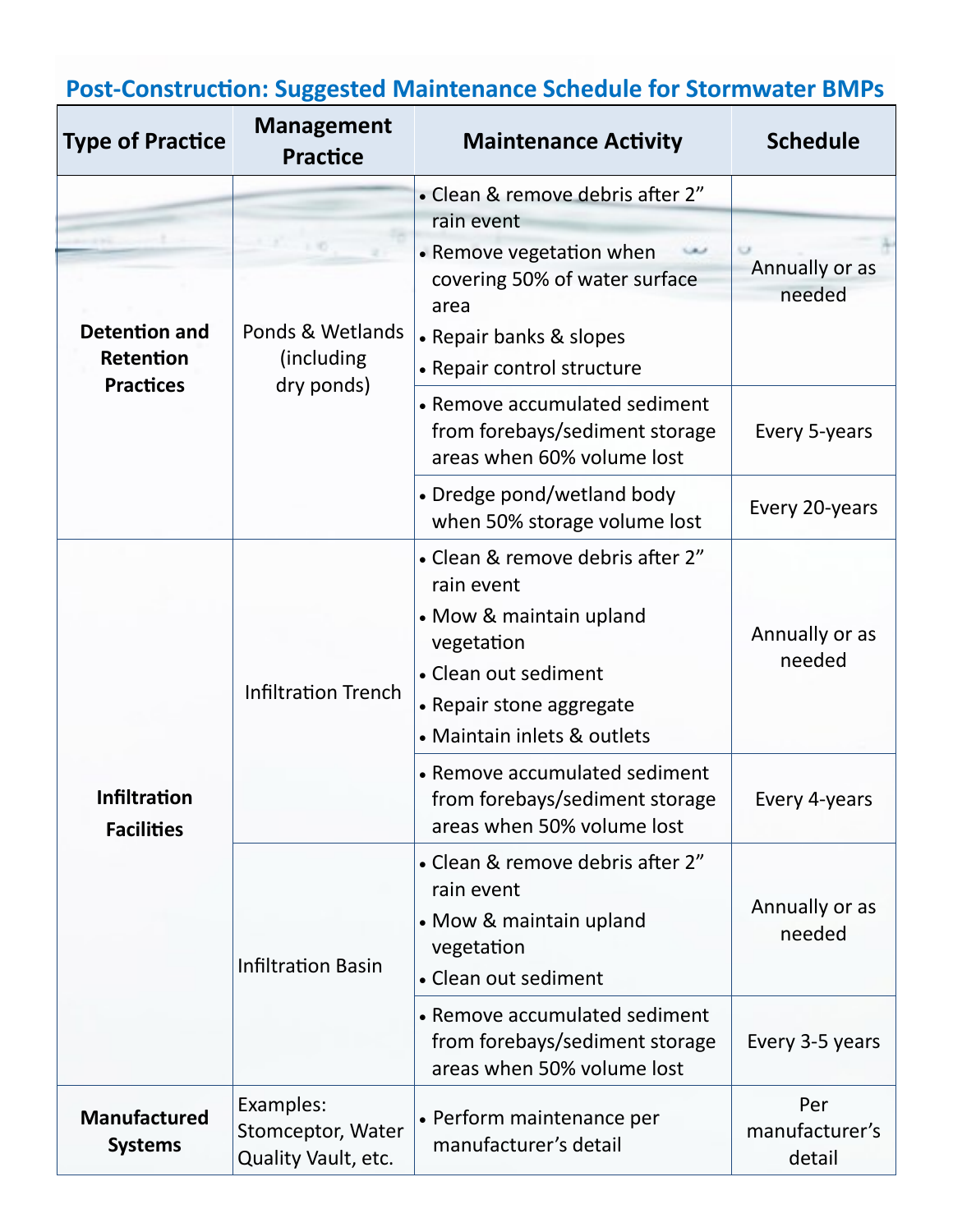# Post-Construction: Suggested Maintenance Schedule for Stormwater BMPs

| Type of Practice | Management Practice | Maintenance Activity | Schedule |
|---|---|---|---|
| **Detention and Retention Practices** | Ponds & Wetlands (including dry ponds) | • Clean & remove debris after 2” rain event<br>• Remove vegetation when covering 50% of water surface area<br>• Repair banks & slopes<br>• Repair control structure | Annually or as needed |
| | | • Remove accumulated sediment from forebays/sediment storage areas when 60% volume lost | Every 5-years |
| | | • Dredge pond/wetland body when 50% storage volume lost | Every 20-years |
| **Infiltration Facilities** | Infiltration Trench | • Clean & remove debris after 2” rain event<br>• Mow & maintain upland vegetation<br>• Clean out sediment<br>• Repair stone aggregate<br>• Maintain inlets & outlets | Annually or as needed |
| | | • Remove accumulated sediment from forebays/sediment storage areas when 50% volume lost | Every 4-years |
| | Infiltration Basin | • Clean & remove debris after 2” rain event<br>• Mow & maintain upland vegetation<br>• Clean out sediment | Annually or as needed |
| | | • Remove accumulated sediment from forebays/sediment storage areas when 50% volume lost | Every 3-5 years |
| **Manufactured Systems** | Examples: Stomceptor, Water Quality Vault, etc. | • Perform maintenance per manufacturer’s detail | Per manufacturer’s detail |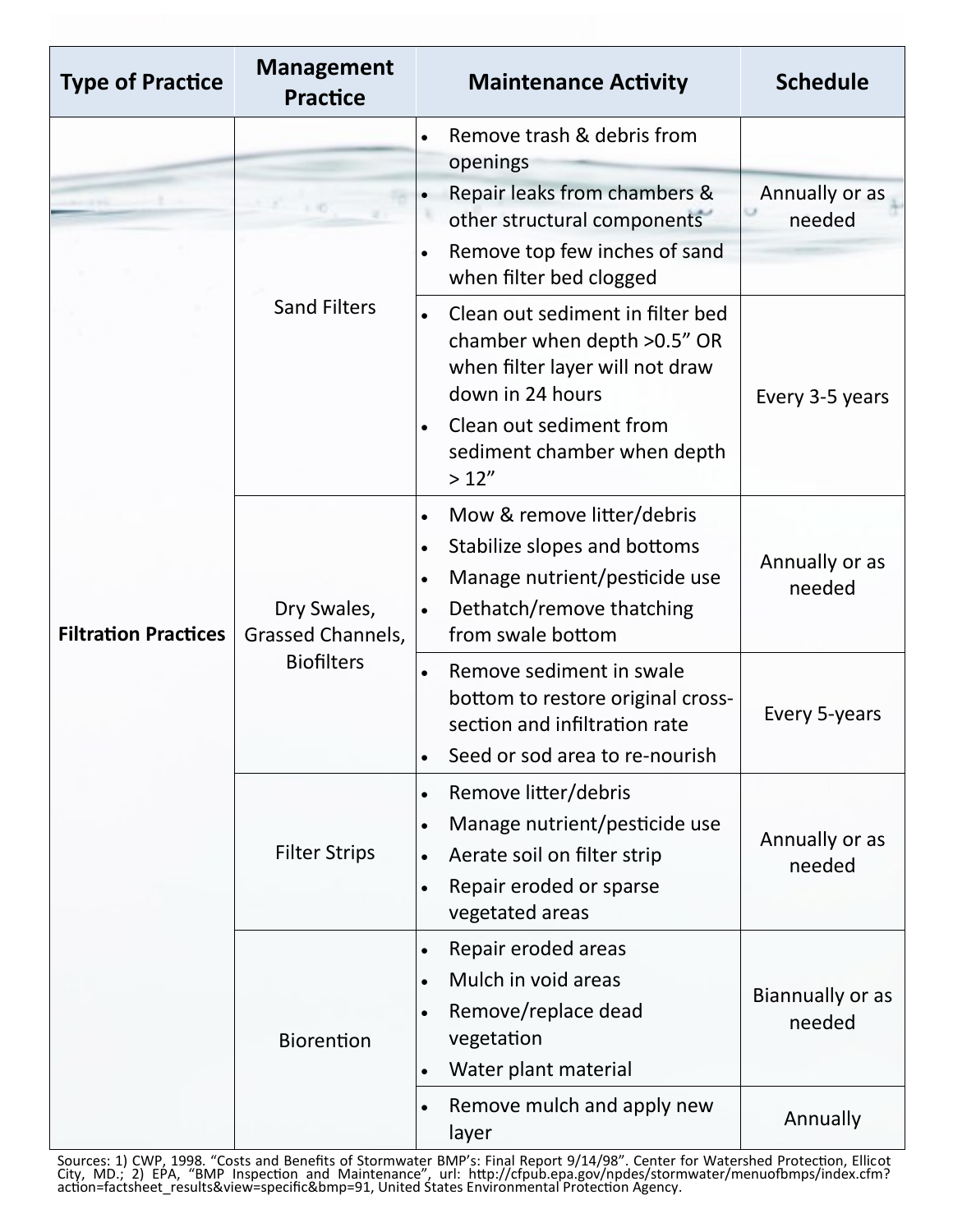| Type of Practice | Management Practice | Maintenance Activity | Schedule |
|---|---|---|---|
| Filtration Practices | Sand Filters | • Remove trash & debris from openings<br>• Repair leaks from chambers & other structural components<br>• Remove top few inches of sand when filter bed clogged | Annually or as needed |
| | | • Clean out sediment in filter bed chamber when depth >0.5” OR when filter layer will not draw down in 24 hours<br>• Clean out sediment from sediment chamber when depth > 12” | Every 3-5 years |
| | Dry Swales, Grassed Channels, Biofilters | • Mow & remove litter/debris<br>• Stabilize slopes and bottoms<br>• Manage nutrient/pesticide use<br>• Dethatch/remove thatching from swale bottom | Annually or as needed |
| | | • Remove sediment in swale bottom to restore original cross-section and infiltration rate<br>• Seed or sod area to re-nourish | Every 5-years |
| | Filter Strips | • Remove litter/debris<br>• Manage nutrient/pesticide use<br>• Aerate soil on filter strip<br>• Repair eroded or sparse vegetated areas | Annually or as needed |
| | Biorention | • Repair eroded areas<br>• Mulch in void areas<br>• Remove/replace dead vegetation<br>• Water plant material | Biannually or as needed |
| | | • Remove mulch and apply new layer | Annually |

Sources: 1) CWP, 1998. “Costs and Benefits of Stormwater BMP’s: Final Report 9/14/98”. Center for Watershed Protection, Ellicot City, MD.; 2) EPA, “BMP Inspection and Maintenance”, url: http://cfpub.epa.gov/npdes/stormwater/menuofbmps/index.cfm?action=factsheet_results&view=specific&bmp=91, United States Environmental Protection Agency.